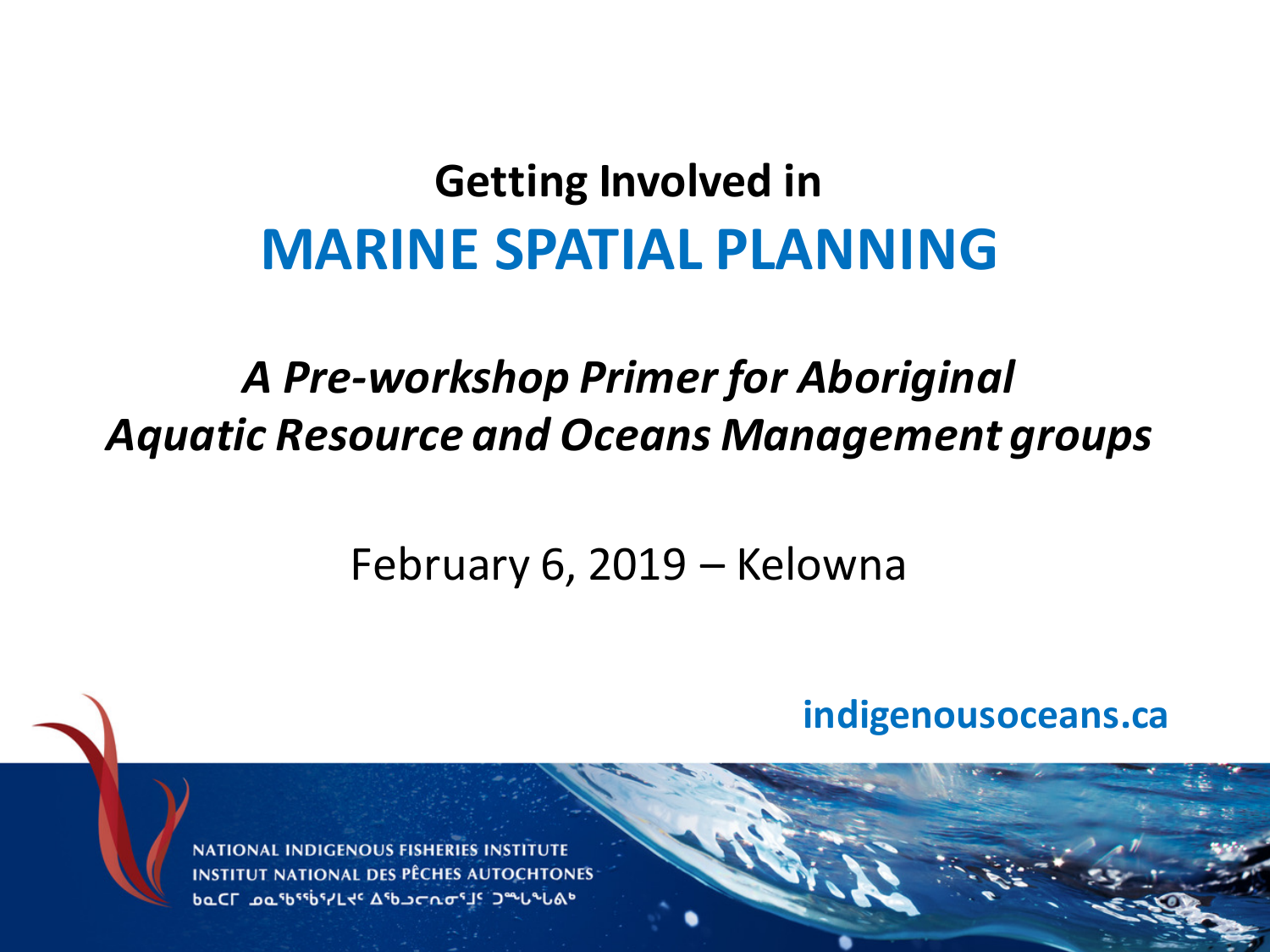# Getting Involved in
# MARINE SPATIAL PLANNING

## *A Pre-workshop Primer for Aboriginal Aquatic Resource and Oceans Management groups*

February 6, 2019 – Kelowna

**indigenousoceans.ca**

NATIONAL INDIGENOUS FISHERIES INSTITUTE
INSTITUT NATIONAL DES PÊCHES AUTOCHTONES
ᑲᓇᑕᒥ ᓄᓇᖃᖅᑳᖅᓯᒪᔪᑦ ᐃᖃᓗᓕᕆᓂᖏᑦ ᑐᙵᕝᕕᒃ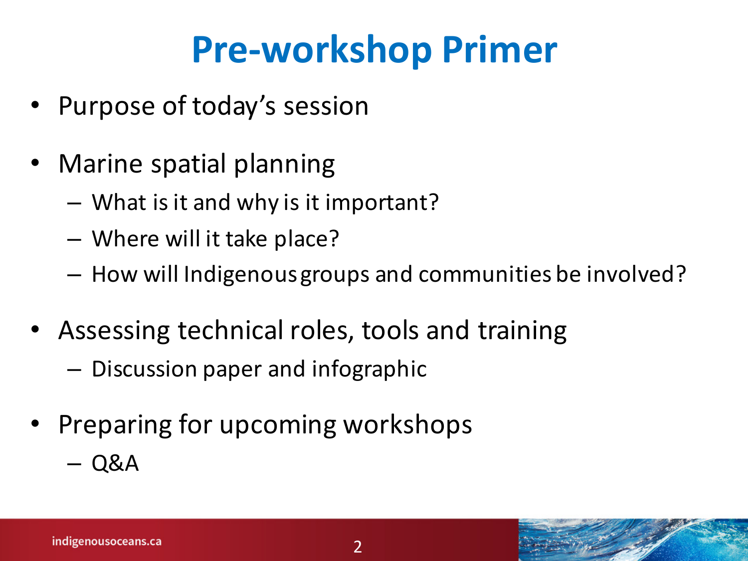# Pre-workshop Primer

- Purpose of today's session
- Marine spatial planning
  - What is it and why is it important?
  - Where will it take place?
  - How will Indigenous groups and communities be involved?
- Assessing technical roles, tools and training
  - Discussion paper and infographic
- Preparing for upcoming workshops
  - Q&A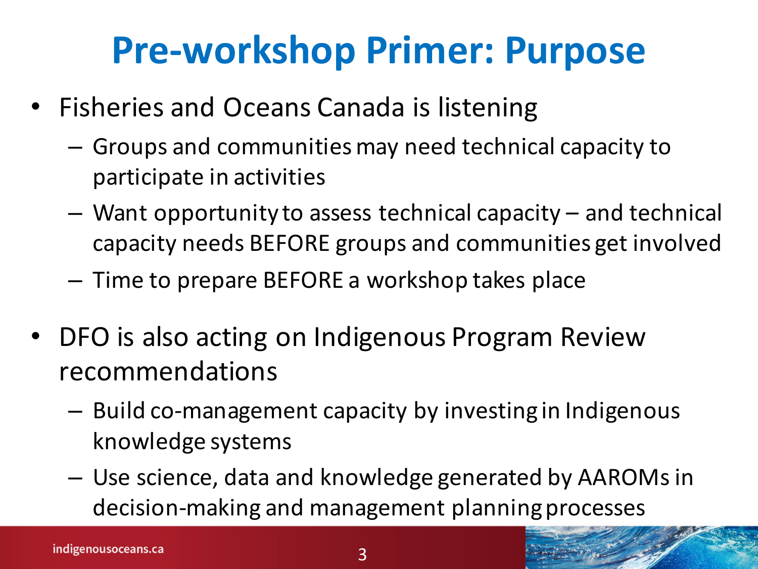# Pre-workshop Primer: Purpose

- Fisheries and Oceans Canada is listening
  - Groups and communities may need technical capacity to participate in activities
  - Want opportunity to assess technical capacity – and technical capacity needs BEFORE groups and communities get involved
  - Time to prepare BEFORE a workshop takes place
- DFO is also acting on Indigenous Program Review recommendations
  - Build co-management capacity by investing in Indigenous knowledge systems
  - Use science, data and knowledge generated by AAROMs in decision-making and management planning processes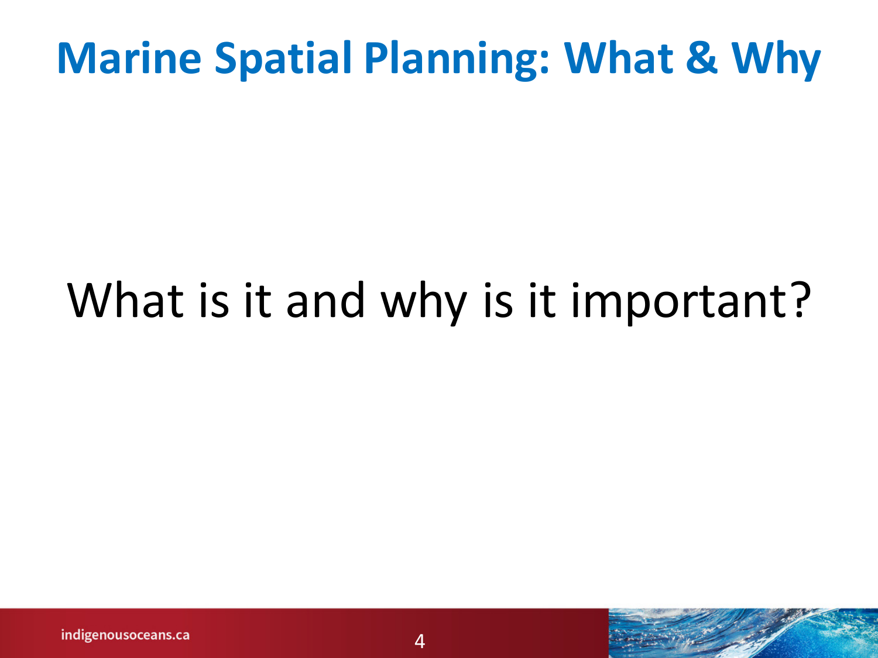# Marine Spatial Planning: What & Why

What is it and why is it important?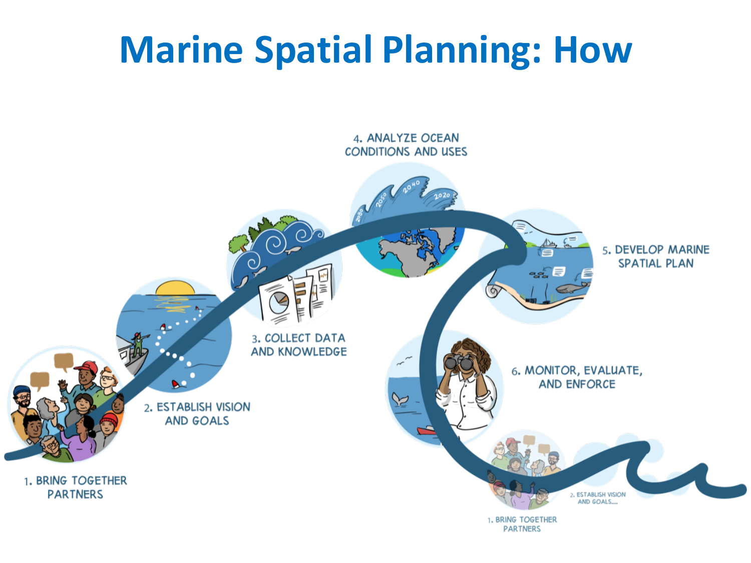# Marine Spatial Planning: How

1. BRING TOGETHER PARTNERS

2. ESTABLISH VISION AND GOALS

3. COLLECT DATA AND KNOWLEDGE

4. ANALYZE OCEAN CONDITIONS AND USES

5. DEVELOP MARINE SPATIAL PLAN

6. MONITOR, EVALUATE, AND ENFORCE

1. BRING TOGETHER PARTNERS

2. ESTABLISH VISION AND GOALS....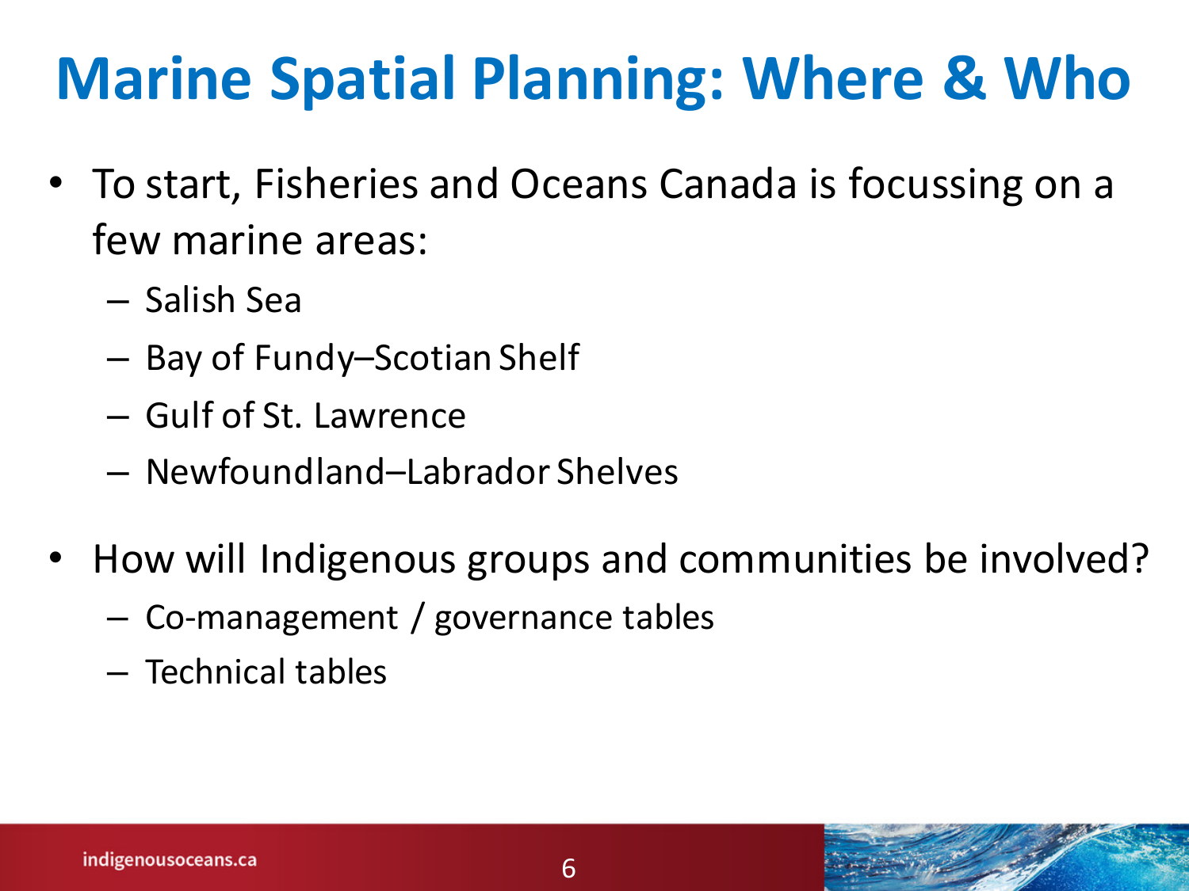# Marine Spatial Planning: Where & Who

- To start, Fisheries and Oceans Canada is focussing on a few marine areas:
  - Salish Sea
  - Bay of Fundy–Scotian Shelf
  - Gulf of St. Lawrence
  - Newfoundland–Labrador Shelves
- How will Indigenous groups and communities be involved?
  - Co-management / governance tables
  - Technical tables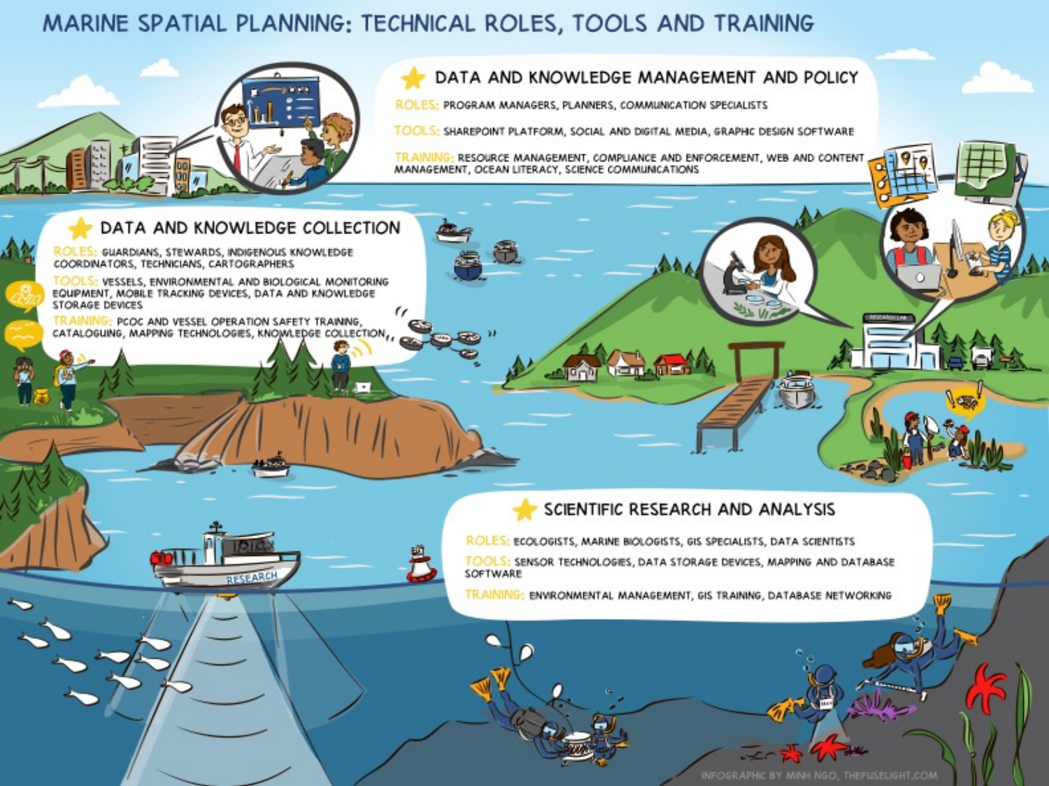# MARINE SPATIAL PLANNING: TECHNICAL ROLES, TOOLS AND TRAINING

## DATA AND KNOWLEDGE MANAGEMENT AND POLICY

ROLES: PROGRAM MANAGERS, PLANNERS, COMMUNICATION SPECIALISTS

TOOLS: SHAREPOINT PLATFORM, SOCIAL AND DIGITAL MEDIA, GRAPHIC DESIGN SOFTWARE

TRAINING: RESOURCE MANAGEMENT, COMPLIANCE AND ENFORCEMENT, WEB AND CONTENT MANAGEMENT, OCEAN LITERACY, SCIENCE COMMUNICATIONS

## DATA AND KNOWLEDGE COLLECTION

ROLES: GUARDIANS, STEWARDS, INDIGENOUS KNOWLEDGE COORDINATORS, TECHNICIANS, CARTOGRAPHERS

TOOLS: VESSELS, ENVIRONMENTAL AND BIOLOGICAL MONITORING EQUIPMENT, MOBILE TRACKING DEVICES, DATA AND KNOWLEDGE STORAGE DEVICES

TRAINING: PCOC AND VESSEL OPERATION SAFETY TRAINING, CATALOGUING, MAPPING TECHNOLOGIES, KNOWLEDGE COLLECTION

## SCIENTIFIC RESEARCH AND ANALYSIS

ROLES: ECOLOGISTS, MARINE BIOLOGISTS, GIS SPECIALISTS, DATA SCIENTISTS

TOOLS: SENSOR TECHNOLOGIES, DATA STORAGE DEVICES, MAPPING AND DATABASE SOFTWARE

TRAINING: ENVIRONMENTAL MANAGEMENT, GIS TRAINING, DATABASE NETWORKING

INFOGRAPHIC BY MINH NGO, THEFUSELIGHT.COM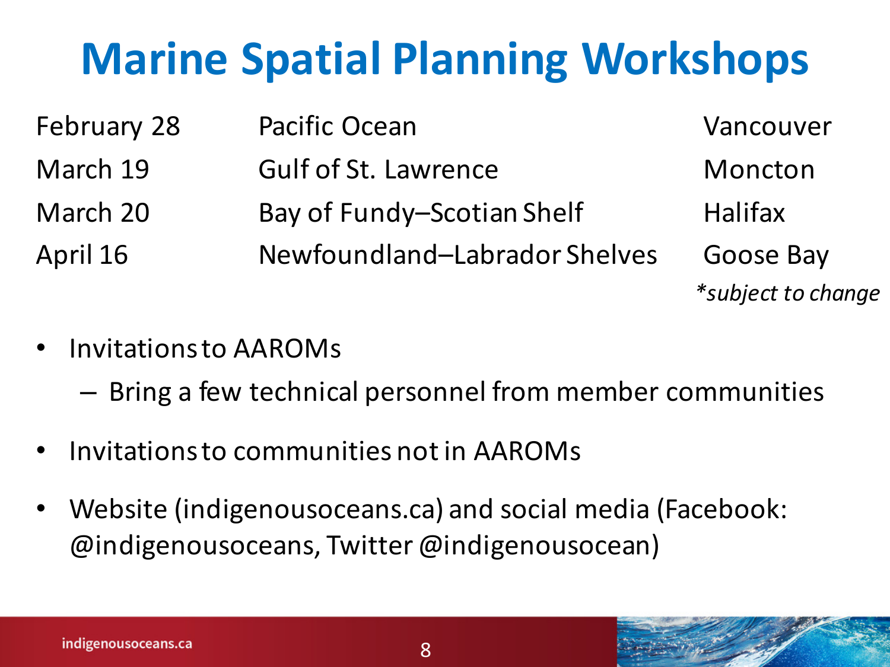# Marine Spatial Planning Workshops

| | | |
|---|---|---|
| February 28 | Pacific Ocean | Vancouver |
| March 19 | Gulf of St. Lawrence | Moncton |
| March 20 | Bay of Fundy–Scotian Shelf | Halifax |
| April 16 | Newfoundland–Labrador Shelves | Goose Bay |

*\*subject to change*

- Invitations to AAROMs
  - Bring a few technical personnel from member communities
- Invitations to communities not in AAROMs
- Website (indigenousoceans.ca) and social media (Facebook: @indigenousoceans, Twitter @indigenousocean)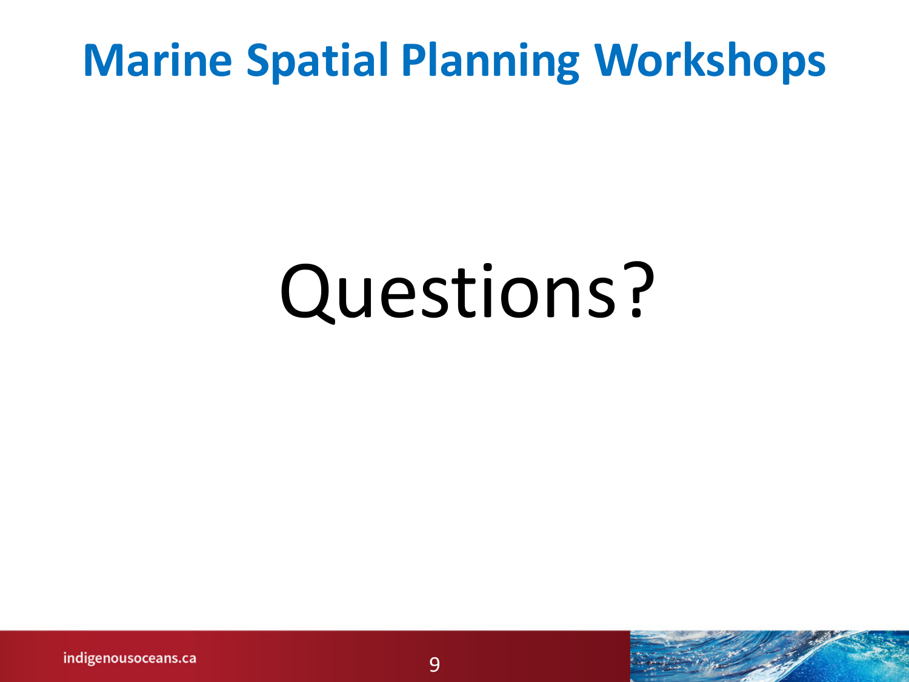# Marine Spatial Planning Workshops

Questions?